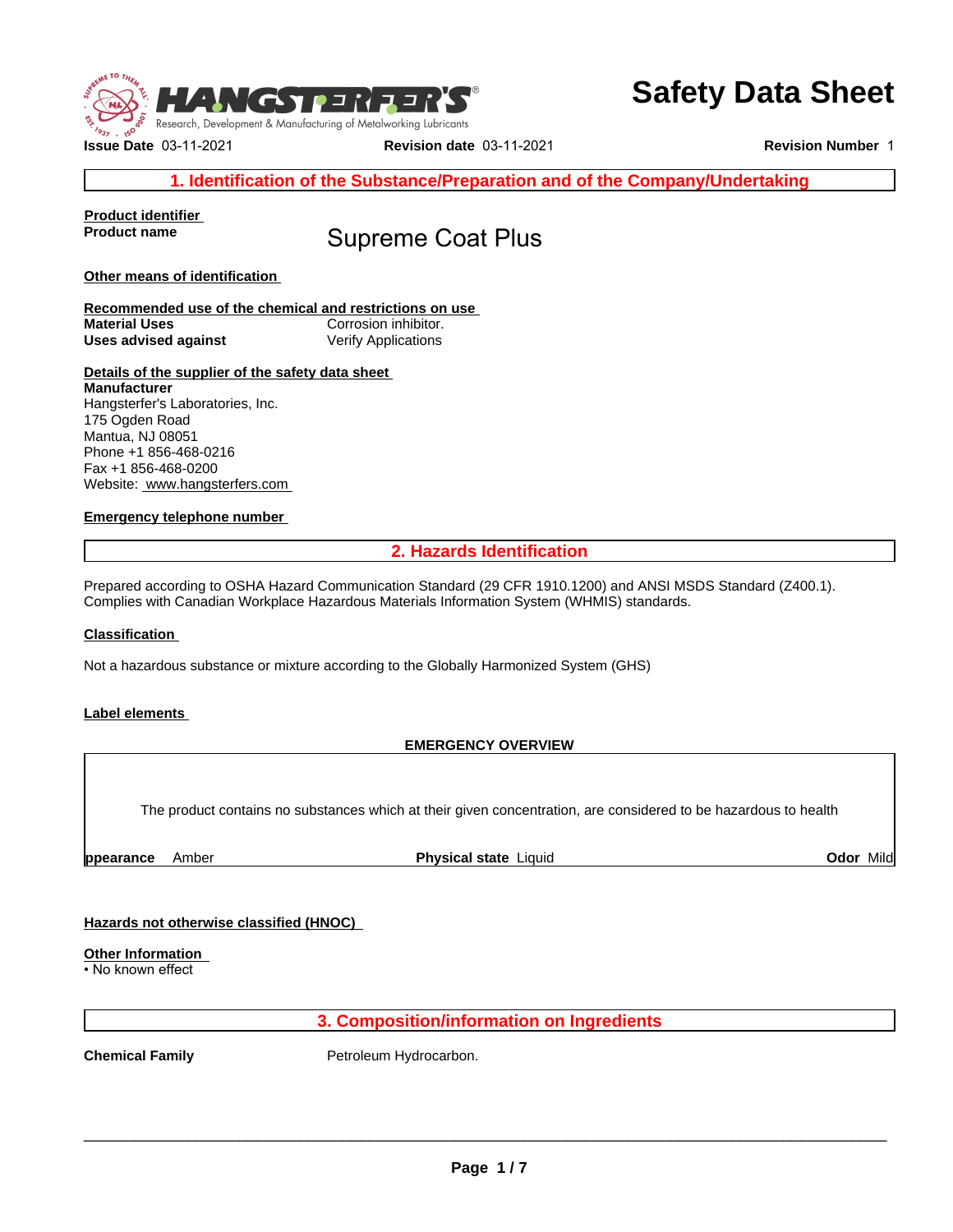# Safety Data Sheet

HANGSTERFER'S® — Research, Development & Manufacturing of Metalworking Lubricants

**Issue Date** 03-11-2021 **Revision date** 03-11-2021 **Revision Number** 1

## 1. Identification of the Substance/Preparation and of the Company/Undertaking

**Product identifier**

**Product name** Supreme Coat Plus

**Other means of identification**

**Recommended use of the chemical and restrictions on use**

**Material Uses** Corrosion inhibitor.

**Uses advised against** Verify Applications

**Details of the supplier of the safety data sheet**

**Manufacturer**
Hangsterfer's Laboratories, Inc.
175 Ogden Road
Mantua, NJ 08051
Phone +1 856-468-0216
Fax +1 856-468-0200
Website: www.hangsterfers.com

**Emergency telephone number**

## 2. Hazards Identification

Prepared according to OSHA Hazard Communication Standard (29 CFR 1910.1200) and ANSI MSDS Standard (Z400.1).
Complies with Canadian Workplace Hazardous Materials Information System (WHMIS) standards.

**Classification**

Not a hazardous substance or mixture according to the Globally Harmonized System (GHS)

**Label elements**

**EMERGENCY OVERVIEW**

The product contains no substances which at their given concentration, are considered to be hazardous to health

**ppearance** Amber **Physical state** Liquid **Odor** Mild

**Hazards not otherwise classified (HNOC)**

**Other Information**
• No known effect

## 3. Composition/information on Ingredients

**Chemical Family** Petroleum Hydrocarbon.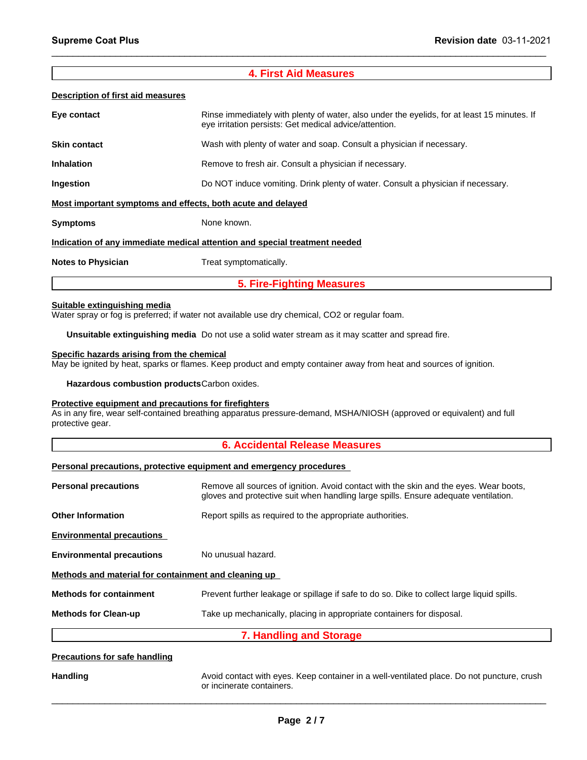## 4. First Aid Measures

**Description of first aid measures**

**Eye contact** — Rinse immediately with plenty of water, also under the eyelids, for at least 15 minutes. If eye irritation persists: Get medical advice/attention.

**Skin contact** — Wash with plenty of water and soap. Consult a physician if necessary.

**Inhalation** — Remove to fresh air. Consult a physician if necessary.

**Ingestion** — Do NOT induce vomiting. Drink plenty of water. Consult a physician if necessary.

**Most important symptoms and effects, both acute and delayed**

**Symptoms** — None known.

**Indication of any immediate medical attention and special treatment needed**

**Notes to Physician** — Treat symptomatically.

## 5. Fire-Fighting Measures

**Suitable extinguishing media**
Water spray or fog is preferred; if water not available use dry chemical, $CO_2$ or regular foam.

**Unsuitable extinguishing media** Do not use a solid water stream as it may scatter and spread fire.

**Specific hazards arising from the chemical**
May be ignited by heat, sparks or flames. Keep product and empty container away from heat and sources of ignition.

**Hazardous combustion products** Carbon oxides.

**Protective equipment and precautions for firefighters**
As in any fire, wear self-contained breathing apparatus pressure-demand, MSHA/NIOSH (approved or equivalent) and full protective gear.

## 6. Accidental Release Measures

**Personal precautions, protective equipment and emergency procedures**

**Personal precautions** — Remove all sources of ignition. Avoid contact with the skin and the eyes. Wear boots, gloves and protective suit when handling large spills. Ensure adequate ventilation.

**Other Information** — Report spills as required to the appropriate authorities.

**Environmental precautions**

**Environmental precautions** — No unusual hazard.

**Methods and material for containment and cleaning up**

**Methods for containment** — Prevent further leakage or spillage if safe to do so. Dike to collect large liquid spills.

**Methods for Clean-up** — Take up mechanically, placing in appropriate containers for disposal.

## 7. Handling and Storage

**Precautions for safe handling**

**Handling** — Avoid contact with eyes. Keep container in a well-ventilated place. Do not puncture, crush or incinerate containers.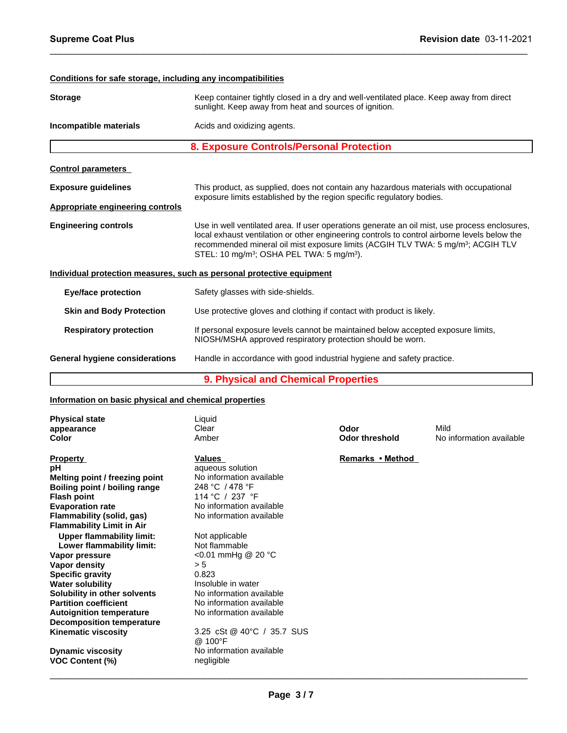### Conditions for safe storage, including any incompatibilities

**Storage** — Keep container tightly closed in a dry and well-ventilated place. Keep away from direct sunlight. Keep away from heat and sources of ignition.

**Incompatible materials** — Acids and oxidizing agents.

## 8. Exposure Controls/Personal Protection

### Control parameters

**Exposure guidelines** — This product, as supplied, does not contain any hazardous materials with occupational exposure limits established by the region specific regulatory bodies.

### Appropriate engineering controls

**Engineering controls** — Use in well ventilated area. If user operations generate an oil mist, use process enclosures, local exhaust ventilation or other engineering controls to control airborne levels below the recommended mineral oil mist exposure limits (ACGIH TLV TWA: 5 mg/m³; ACGIH TLV STEL: 10 mg/m³; OSHA PEL TWA: 5 mg/m³).

### Individual protection measures, such as personal protective equipment

**Eye/face protection** — Safety glasses with side-shields.

**Skin and Body Protection** — Use protective gloves and clothing if contact with product is likely.

**Respiratory protection** — If personal exposure levels cannot be maintained below accepted exposure limits, NIOSH/MSHA approved respiratory protection should be worn.

**General hygiene considerations** — Handle in accordance with good industrial hygiene and safety practice.

## 9. Physical and Chemical Properties

### Information on basic physical and chemical properties

| | | | |
|---|---|---|---|
| **Physical state** | Liquid | | |
| **appearance** | Clear | **Odor** | Mild |
| **Color** | Amber | **Odor threshold** | No information available |

| Property | Values | Remarks • Method |
|---|---|---|
| **pH** | aqueous solution | |
| **Melting point / freezing point** | No information available | |
| **Boiling point / boiling range** | 248 °C / 478 °F | |
| **Flash point** | 114 °C / 237 °F | |
| **Evaporation rate** | No information available | |
| **Flammability (solid, gas)** | No information available | |
| **Flammability Limit in Air** | | |
| **Upper flammability limit:** | Not applicable | |
| **Lower flammability limit:** | Not flammable | |
| **Vapor pressure** | <0.01 mmHg @ 20 °C | |
| **Vapor density** | > 5 | |
| **Specific gravity** | 0.823 | |
| **Water solubility** | Insoluble in water | |
| **Solubility in other solvents** | No information available | |
| **Partition coefficient** | No information available | |
| **Autoignition temperature** | No information available | |
| **Decomposition temperature** | | |
| **Kinematic viscosity** | 3.25 cSt @ 40°C / 35.7 SUS @ 100°F | |
| **Dynamic viscosity** | No information available | |
| **VOC Content (%)** | negligible | |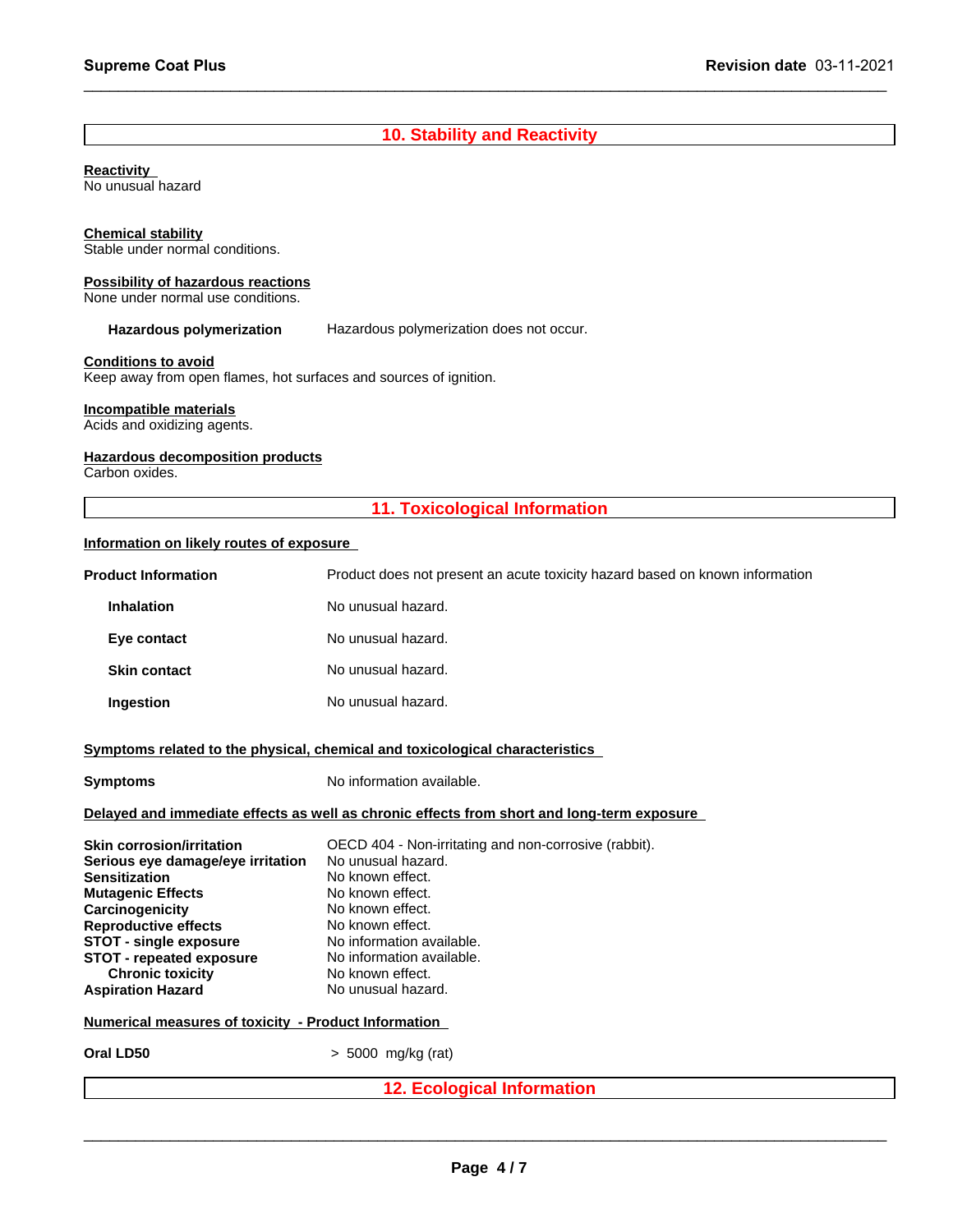## 10. Stability and Reactivity

**Reactivity**
No unusual hazard

**Chemical stability**
Stable under normal conditions.

**Possibility of hazardous reactions**
None under normal use conditions.

**Hazardous polymerization** Hazardous polymerization does not occur.

**Conditions to avoid**
Keep away from open flames, hot surfaces and sources of ignition.

**Incompatible materials**
Acids and oxidizing agents.

**Hazardous decomposition products**
Carbon oxides.

## 11. Toxicological Information

**Information on likely routes of exposure**

| | |
|---|---|
| **Product Information** | Product does not present an acute toxicity hazard based on known information |
| **Inhalation** | No unusual hazard. |
| **Eye contact** | No unusual hazard. |
| **Skin contact** | No unusual hazard. |
| **Ingestion** | No unusual hazard. |

**Symptoms related to the physical, chemical and toxicological characteristics**

| | |
|---|---|
| **Symptoms** | No information available. |

**Delayed and immediate effects as well as chronic effects from short and long-term exposure**

| | |
|---|---|
| **Skin corrosion/irritation** | OECD 404 - Non-irritating and non-corrosive (rabbit). |
| **Serious eye damage/eye irritation** | No unusual hazard. |
| **Sensitization** | No known effect. |
| **Mutagenic Effects** | No known effect. |
| **Carcinogenicity** | No known effect. |
| **Reproductive effects** | No known effect. |
| **STOT - single exposure** | No information available. |
| **STOT - repeated exposure** | No information available. |
| **Chronic toxicity** | No known effect. |
| **Aspiration Hazard** | No unusual hazard. |

**Numerical measures of toxicity - Product Information**

| | |
|---|---|
| **Oral LD50** | > 5000 mg/kg (rat) |

## 12. Ecological Information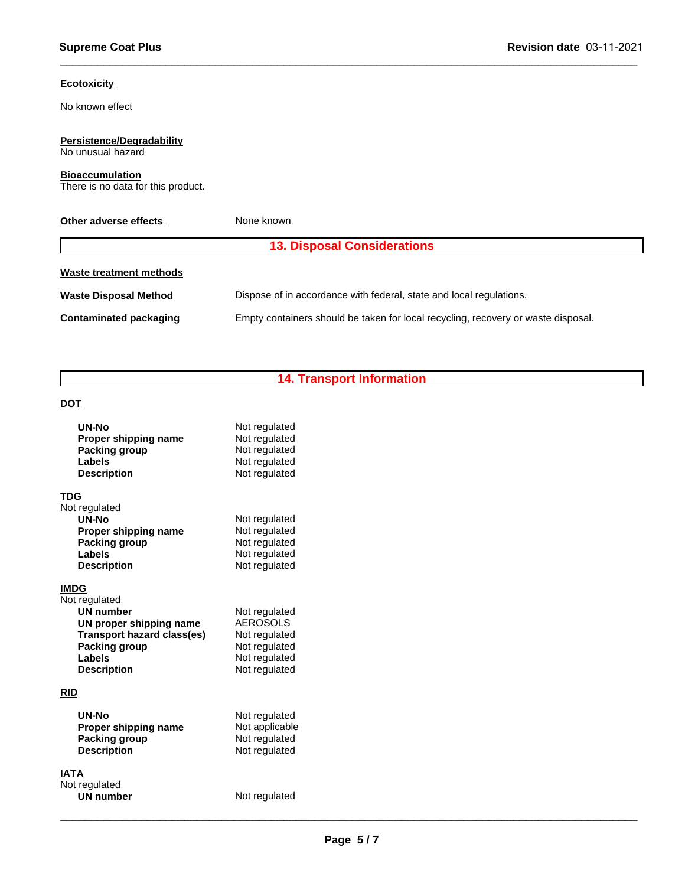### Ecotoxicity

No known effect

### Persistence/Degradability

No unusual hazard

### Bioaccumulation

There is no data for this product.

| | |
|---|---|
| **Other adverse effects** | None known |

## 13. Disposal Considerations

### Waste treatment methods

| | |
|---|---|
| **Waste Disposal Method** | Dispose of in accordance with federal, state and local regulations. |
| **Contaminated packaging** | Empty containers should be taken for local recycling, recovery or waste disposal. |

## 14. Transport Information

### DOT

| | |
|---|---|
| **UN-No** | Not regulated |
| **Proper shipping name** | Not regulated |
| **Packing group** | Not regulated |
| **Labels** | Not regulated |
| **Description** | Not regulated |

### TDG

Not regulated

| | |
|---|---|
| **UN-No** | Not regulated |
| **Proper shipping name** | Not regulated |
| **Packing group** | Not regulated |
| **Labels** | Not regulated |
| **Description** | Not regulated |

### IMDG

Not regulated

| | |
|---|---|
| **UN number** | Not regulated |
| **UN proper shipping name** | AEROSOLS |
| **Transport hazard class(es)** | Not regulated |
| **Packing group** | Not regulated |
| **Labels** | Not regulated |
| **Description** | Not regulated |

### RID

| | |
|---|---|
| **UN-No** | Not regulated |
| **Proper shipping name** | Not applicable |
| **Packing group** | Not regulated |
| **Description** | Not regulated |

### IATA

Not regulated

| | |
|---|---|
| **UN number** | Not regulated |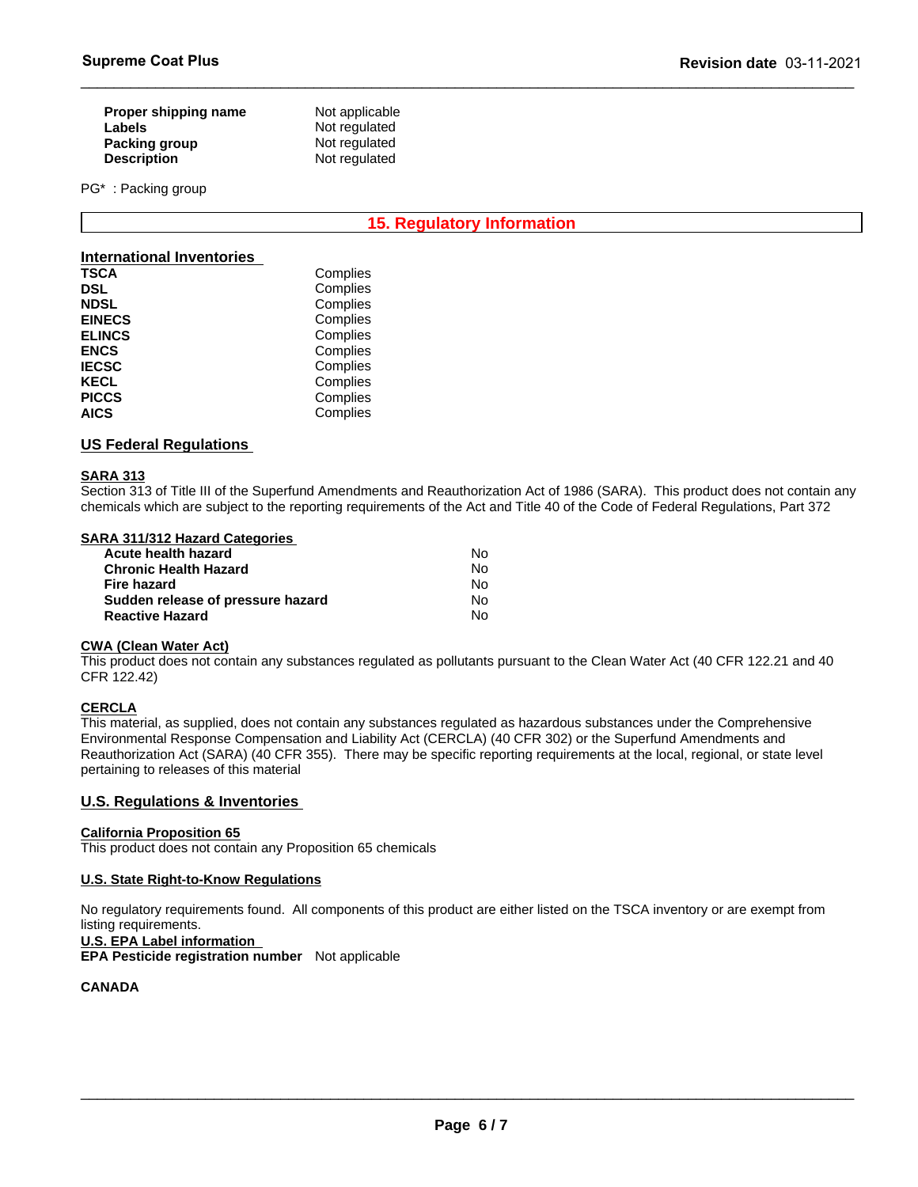| | |
|---|---|
| **Proper shipping name** | Not applicable |
| **Labels** | Not regulated |
| **Packing group** | Not regulated |
| **Description** | Not regulated |

PG* : Packing group

## 15. Regulatory Information

### International Inventories

| | |
|---|---|
| **TSCA** | Complies |
| **DSL** | Complies |
| **NDSL** | Complies |
| **EINECS** | Complies |
| **ELINCS** | Complies |
| **ENCS** | Complies |
| **IECSC** | Complies |
| **KECL** | Complies |
| **PICCS** | Complies |
| **AICS** | Complies |

### US Federal Regulations

**SARA 313**

Section 313 of Title III of the Superfund Amendments and Reauthorization Act of 1986 (SARA). This product does not contain any chemicals which are subject to the reporting requirements of the Act and Title 40 of the Code of Federal Regulations, Part 372

**SARA 311/312 Hazard Categories**

| | |
|---|---|
| **Acute health hazard** | No |
| **Chronic Health Hazard** | No |
| **Fire hazard** | No |
| **Sudden release of pressure hazard** | No |
| **Reactive Hazard** | No |

**CWA (Clean Water Act)**

This product does not contain any substances regulated as pollutants pursuant to the Clean Water Act (40 CFR 122.21 and 40 CFR 122.42)

**CERCLA**

This material, as supplied, does not contain any substances regulated as hazardous substances under the Comprehensive Environmental Response Compensation and Liability Act (CERCLA) (40 CFR 302) or the Superfund Amendments and Reauthorization Act (SARA) (40 CFR 355). There may be specific reporting requirements at the local, regional, or state level pertaining to releases of this material

### U.S. Regulations & Inventories

**California Proposition 65**

This product does not contain any Proposition 65 chemicals

**U.S. State Right-to-Know Regulations**

No regulatory requirements found. All components of this product are either listed on the TSCA inventory or are exempt from listing requirements.

**U.S. EPA Label information**

**EPA Pesticide registration number** Not applicable

**CANADA**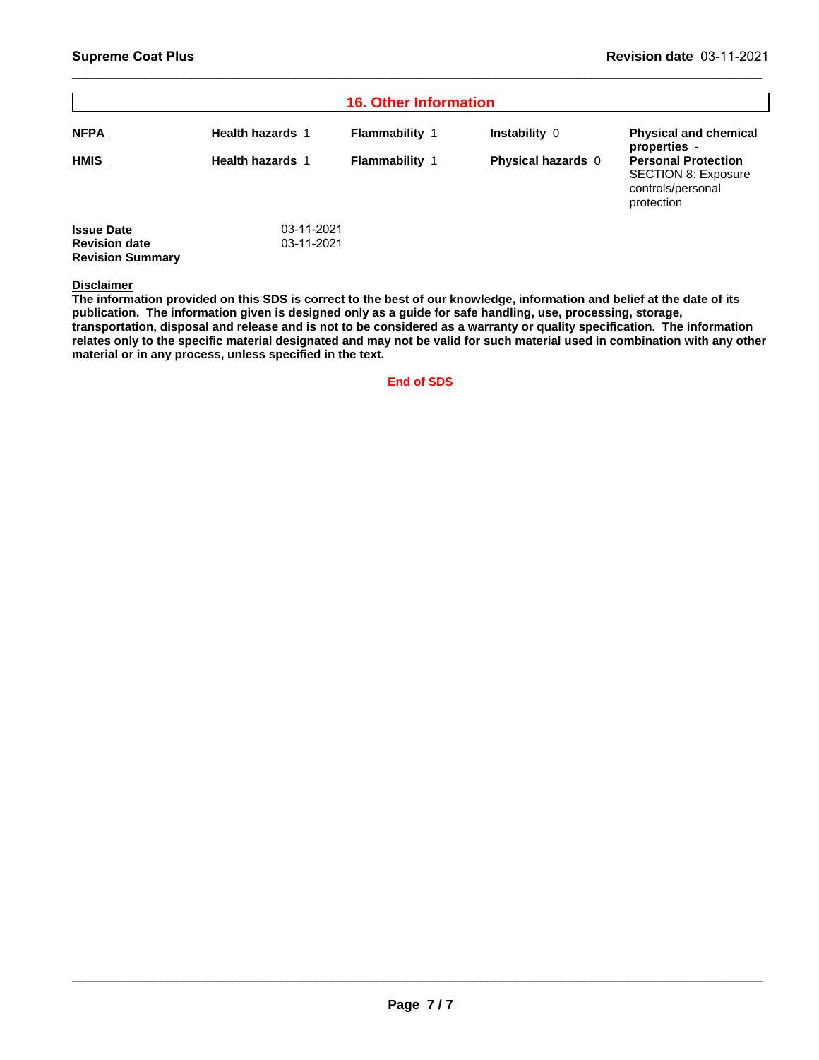## 16. Other Information

| | | | | |
|---|---|---|---|---|
| **NFPA** | **Health hazards** 1 | **Flammability** 1 | **Instability** 0 | **Physical and chemical properties** - |
| **HMIS** | **Health hazards** 1 | **Flammability** 1 | **Physical hazards** 0 | **Personal Protection** SECTION 8: Exposure controls/personal protection |

| | |
|---|---|
| **Issue Date** | 03-11-2021 |
| **Revision date** | 03-11-2021 |
| **Revision Summary** | |

**Disclaimer**

**The information provided on this SDS is correct to the best of our knowledge, information and belief at the date of its publication. The information given is designed only as a guide for safe handling, use, processing, storage, transportation, disposal and release and is not to be considered as a warranty or quality specification. The information relates only to the specific material designated and may not be valid for such material used in combination with any other material or in any process, unless specified in the text.**

**End of SDS**